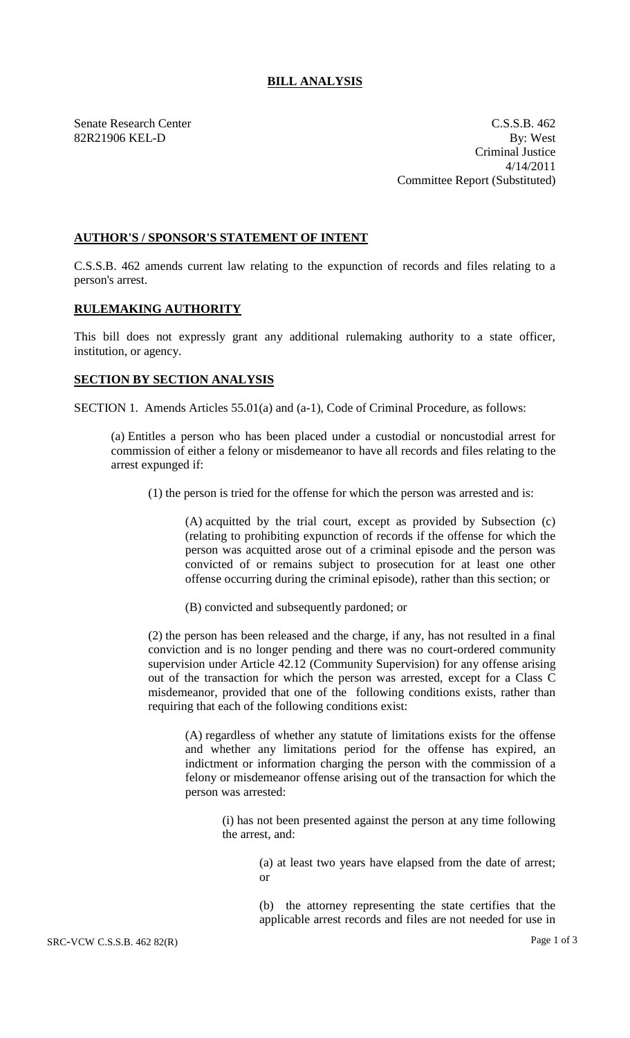# BILL ANALYSIS

Senate Research Center
82R21906 KEL-D

C.S.S.B. 462
By: West
Criminal Justice
4/14/2011
Committee Report (Substituted)

## AUTHOR'S / SPONSOR'S STATEMENT OF INTENT

C.S.S.B. 462 amends current law relating to the expunction of records and files relating to a person's arrest.

## RULEMAKING AUTHORITY

This bill does not expressly grant any additional rulemaking authority to a state officer, institution, or agency.

## SECTION BY SECTION ANALYSIS

SECTION 1. Amends Articles 55.01(a) and (a-1), Code of Criminal Procedure, as follows:

(a) Entitles a person who has been placed under a custodial or noncustodial arrest for commission of either a felony or misdemeanor to have all records and files relating to the arrest expunged if:

(1) the person is tried for the offense for which the person was arrested and is:

(A) acquitted by the trial court, except as provided by Subsection (c) (relating to prohibiting expunction of records if the offense for which the person was acquitted arose out of a criminal episode and the person was convicted of or remains subject to prosecution for at least one other offense occurring during the criminal episode), rather than this section; or

(B) convicted and subsequently pardoned; or

(2) the person has been released and the charge, if any, has not resulted in a final conviction and is no longer pending and there was no court-ordered community supervision under Article 42.12 (Community Supervision) for any offense arising out of the transaction for which the person was arrested, except for a Class C misdemeanor, provided that one of the following conditions exists, rather than requiring that each of the following conditions exist:

(A) regardless of whether any statute of limitations exists for the offense and whether any limitations period for the offense has expired, an indictment or information charging the person with the commission of a felony or misdemeanor offense arising out of the transaction for which the person was arrested:

(i) has not been presented against the person at any time following the arrest, and:

(a) at least two years have elapsed from the date of arrest; or

(b) the attorney representing the state certifies that the applicable arrest records and files are not needed for use in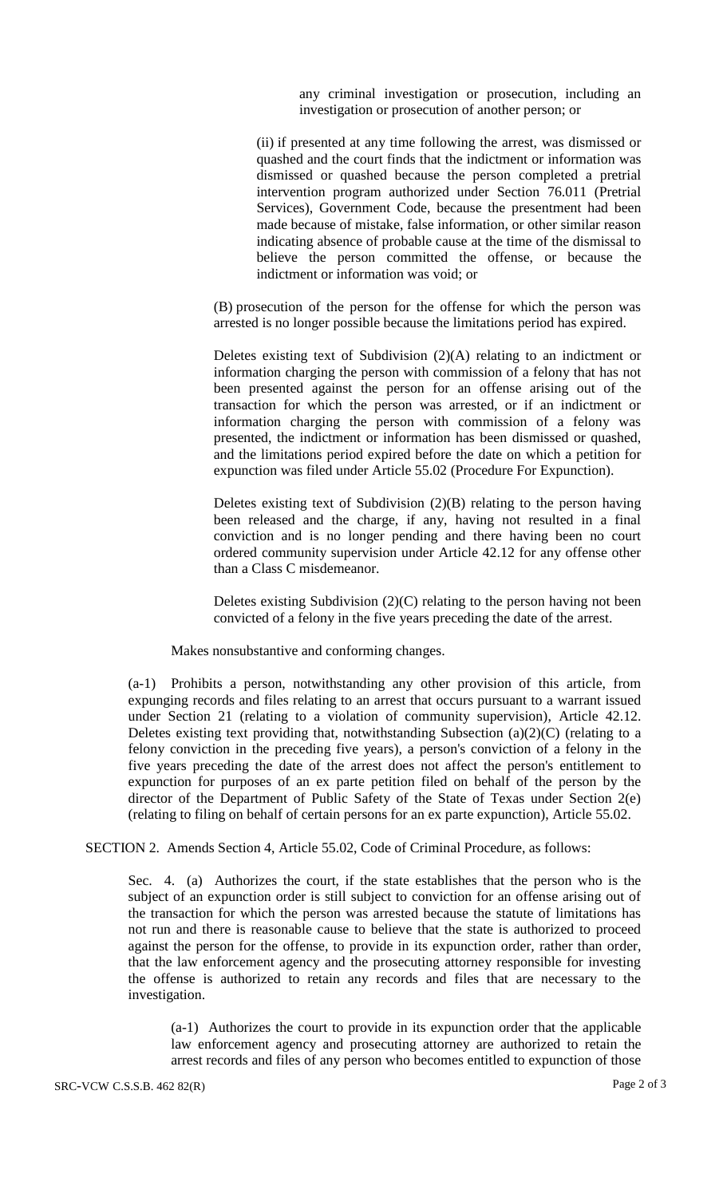any criminal investigation or prosecution, including an investigation or prosecution of another person; or

(ii) if presented at any time following the arrest, was dismissed or quashed and the court finds that the indictment or information was dismissed or quashed because the person completed a pretrial intervention program authorized under Section 76.011 (Pretrial Services), Government Code, because the presentment had been made because of mistake, false information, or other similar reason indicating absence of probable cause at the time of the dismissal to believe the person committed the offense, or because the indictment or information was void; or

(B) prosecution of the person for the offense for which the person was arrested is no longer possible because the limitations period has expired.

Deletes existing text of Subdivision (2)(A) relating to an indictment or information charging the person with commission of a felony that has not been presented against the person for an offense arising out of the transaction for which the person was arrested, or if an indictment or information charging the person with commission of a felony was presented, the indictment or information has been dismissed or quashed, and the limitations period expired before the date on which a petition for expunction was filed under Article 55.02 (Procedure For Expunction).

Deletes existing text of Subdivision (2)(B) relating to the person having been released and the charge, if any, having not resulted in a final conviction and is no longer pending and there having been no court ordered community supervision under Article 42.12 for any offense other than a Class C misdemeanor.

Deletes existing Subdivision (2)(C) relating to the person having not been convicted of a felony in the five years preceding the date of the arrest.

Makes nonsubstantive and conforming changes.

(a-1) Prohibits a person, notwithstanding any other provision of this article, from expunging records and files relating to an arrest that occurs pursuant to a warrant issued under Section 21 (relating to a violation of community supervision), Article 42.12. Deletes existing text providing that, notwithstanding Subsection (a)(2)(C) (relating to a felony conviction in the preceding five years), a person's conviction of a felony in the five years preceding the date of the arrest does not affect the person's entitlement to expunction for purposes of an ex parte petition filed on behalf of the person by the director of the Department of Public Safety of the State of Texas under Section 2(e) (relating to filing on behalf of certain persons for an ex parte expunction), Article 55.02.

SECTION 2. Amends Section 4, Article 55.02, Code of Criminal Procedure, as follows:

Sec. 4. (a) Authorizes the court, if the state establishes that the person who is the subject of an expunction order is still subject to conviction for an offense arising out of the transaction for which the person was arrested because the statute of limitations has not run and there is reasonable cause to believe that the state is authorized to proceed against the person for the offense, to provide in its expunction order, rather than order, that the law enforcement agency and the prosecuting attorney responsible for investing the offense is authorized to retain any records and files that are necessary to the investigation.

(a-1) Authorizes the court to provide in its expunction order that the applicable law enforcement agency and prosecuting attorney are authorized to retain the arrest records and files of any person who becomes entitled to expunction of those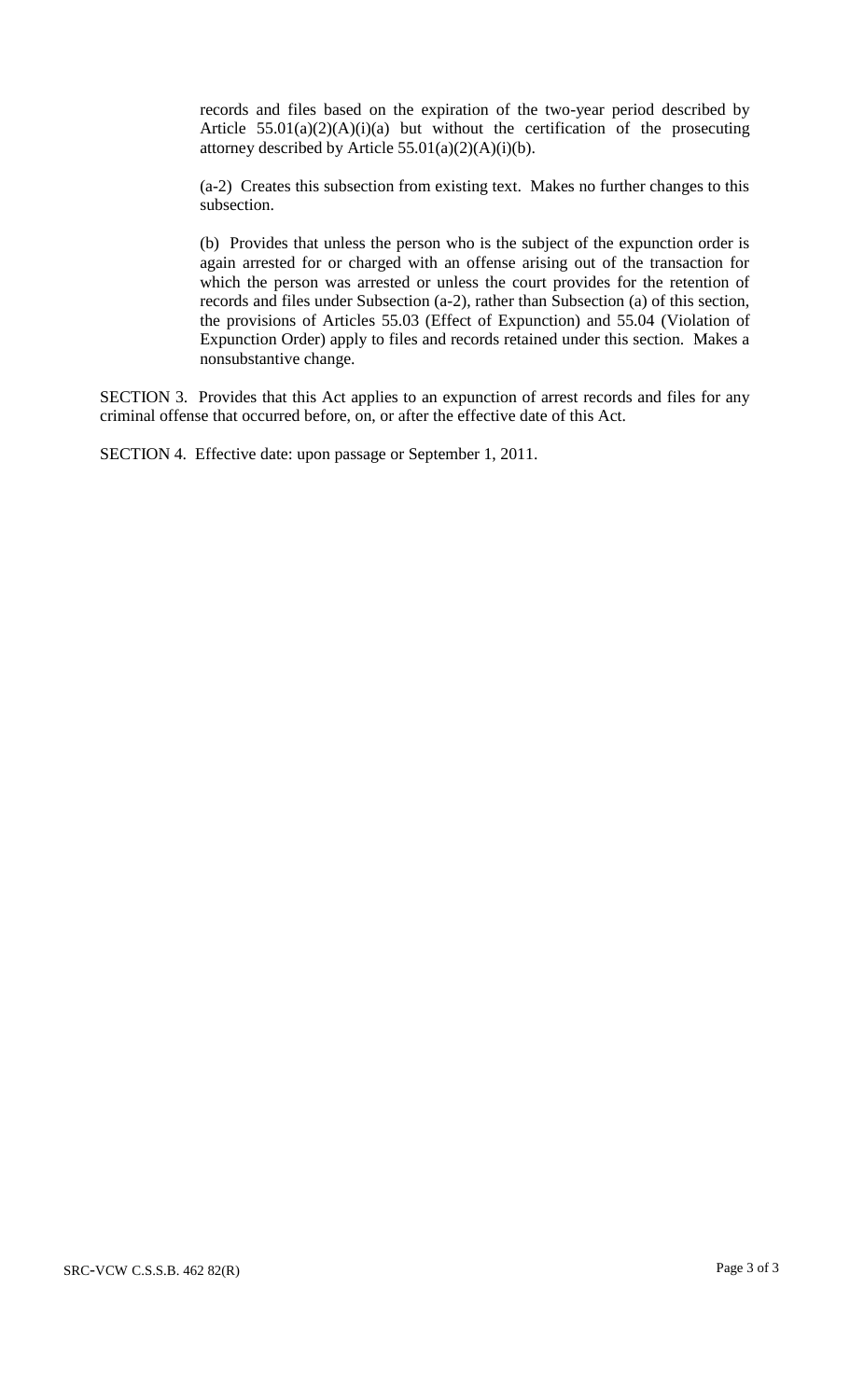records and files based on the expiration of the two-year period described by Article 55.01(a)(2)(A)(i)(a) but without the certification of the prosecuting attorney described by Article 55.01(a)(2)(A)(i)(b).

(a-2) Creates this subsection from existing text. Makes no further changes to this subsection.

(b) Provides that unless the person who is the subject of the expunction order is again arrested for or charged with an offense arising out of the transaction for which the person was arrested or unless the court provides for the retention of records and files under Subsection (a-2), rather than Subsection (a) of this section, the provisions of Articles 55.03 (Effect of Expunction) and 55.04 (Violation of Expunction Order) apply to files and records retained under this section. Makes a nonsubstantive change.

SECTION 3. Provides that this Act applies to an expunction of arrest records and files for any criminal offense that occurred before, on, or after the effective date of this Act.

SECTION 4. Effective date: upon passage or September 1, 2011.